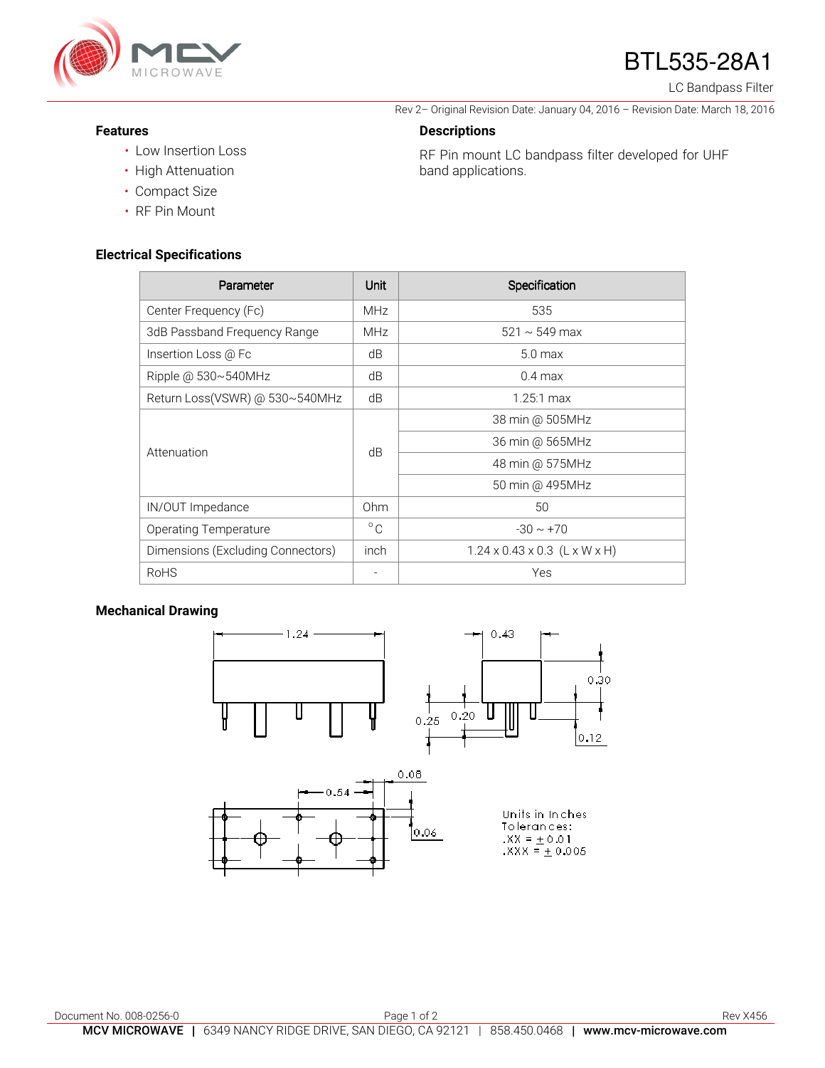# BTL535-28A1

LC Bandpass Filter

Rev 2– Original Revision Date: January 04, 2016 – Revision Date: March 18, 2016

## Features

- Low Insertion Loss
- High Attenuation
- Compact Size
- RF Pin Mount

## Descriptions

RF Pin mount LC bandpass filter developed for UHF band applications.

## Electrical Specifications

| Parameter | Unit | Specification |
|---|---|---|
| Center Frequency (Fc) | MHz | 535 |
| 3dB Passband Frequency Range | MHz | 521 ~ 549 max |
| Insertion Loss @ Fc | dB | 5.0 max |
| Ripple @ 530~540MHz | dB | 0.4 max |
| Return Loss(VSWR) @ 530~540MHz | dB | 1.25:1 max |
| Attenuation | dB | 38 min @ 505MHz |
| | | 36 min @ 565MHz |
| | | 48 min @ 575MHz |
| | | 50 min @ 495MHz |
| IN/OUT Impedance | Ohm | 50 |
| Operating Temperature | °C | -30 ~ +70 |
| Dimensions (Excluding Connectors) | inch | 1.24 x 0.43 x 0.3 (L x W x H) |
| RoHS | - | Yes |

## Mechanical Drawing

1.24

0.43

0.30

0.25

0.20

0.12

0.08

0.54

0.06

Units in Inches
Tolerances:
.XX = ± 0.01
.XXX = ± 0.005

Document No. 008-0256-0

Rev X456

**MCV MICROWAVE** | 6349 NANCY RIDGE DRIVE, SAN DIEGO, CA 92121 | 858.450.0468 | **www.mcv-microwave.com**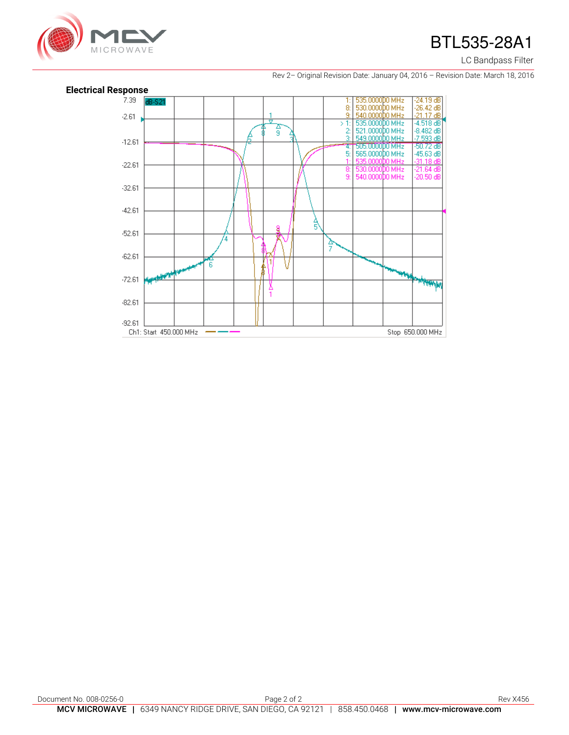# BTL535-28A1

LC Bandpass Filter

Rev 2– Original Revision Date: January 04, 2016 – Revision Date: March 18, 2016

## Electrical Response

dB-S21

7.39
-2.61
-12.61
-22.61
-32.61
-42.61
-52.61
-62.61
-72.61
-82.61
-92.61

1: 535.000000 MHz -24.19 dB
8: 530.000000 MHz -26.42 dB
9: 540.000000 MHz -21.17 dB
> 1: 535.000000 MHz -4.518 dB
2: 521.000000 MHz -8.482 dB
3: 549.000000 MHz -7.593 dB
4: 505.000000 MHz -50.72 dB
5: 565.000000 MHz -45.63 dB
1: 535.000000 MHz -31.18 dB
8: 530.000000 MHz -21.64 dB
9: 540.000000 MHz -20.50 dB

Ch1: Start 450.000 MHz
Stop 650.000 MHz

Document No. 008-0256-0 Rev X456

**MCV MICROWAVE** | 6349 NANCY RIDGE DRIVE, SAN DIEGO, CA 92121 | 858.450.0468 | **www.mcv-microwave.com**